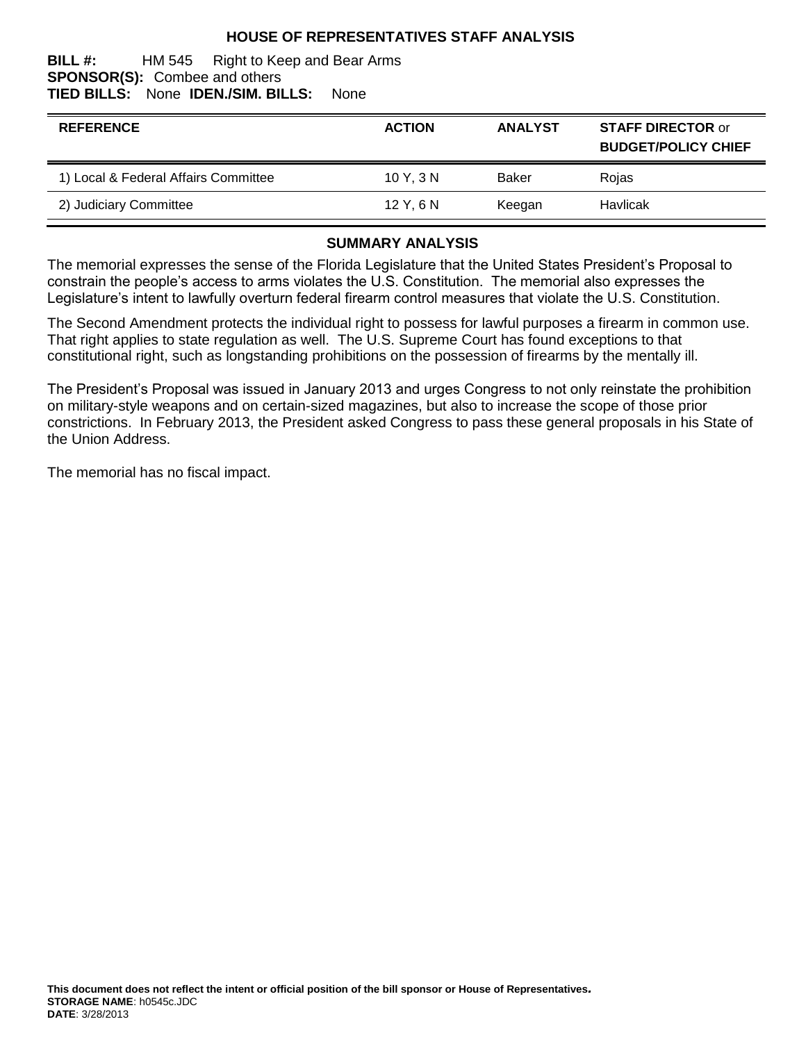# HOUSE OF REPRESENTATIVES STAFF ANALYSIS

**BILL #:** HM 545 Right to Keep and Bear Arms
**SPONSOR(S):** Combee and others
**TIED BILLS:** None **IDEN./SIM. BILLS:** None

| REFERENCE | ACTION | ANALYST | STAFF DIRECTOR or BUDGET/POLICY CHIEF |
|---|---|---|---|
| 1) Local & Federal Affairs Committee | 10 Y, 3 N | Baker | Rojas |
| 2) Judiciary Committee | 12 Y, 6 N | Keegan | Havlicak |

## SUMMARY ANALYSIS

The memorial expresses the sense of the Florida Legislature that the United States President's Proposal to constrain the people's access to arms violates the U.S. Constitution. The memorial also expresses the Legislature's intent to lawfully overturn federal firearm control measures that violate the U.S. Constitution.

The Second Amendment protects the individual right to possess for lawful purposes a firearm in common use. That right applies to state regulation as well. The U.S. Supreme Court has found exceptions to that constitutional right, such as longstanding prohibitions on the possession of firearms by the mentally ill.

The President's Proposal was issued in January 2013 and urges Congress to not only reinstate the prohibition on military-style weapons and on certain-sized magazines, but also to increase the scope of those prior constrictions. In February 2013, the President asked Congress to pass these general proposals in his State of the Union Address.

The memorial has no fiscal impact.

**This document does not reflect the intent or official position of the bill sponsor or House of Representatives.**
**STORAGE NAME**: h0545c.JDC
**DATE**: 3/28/2013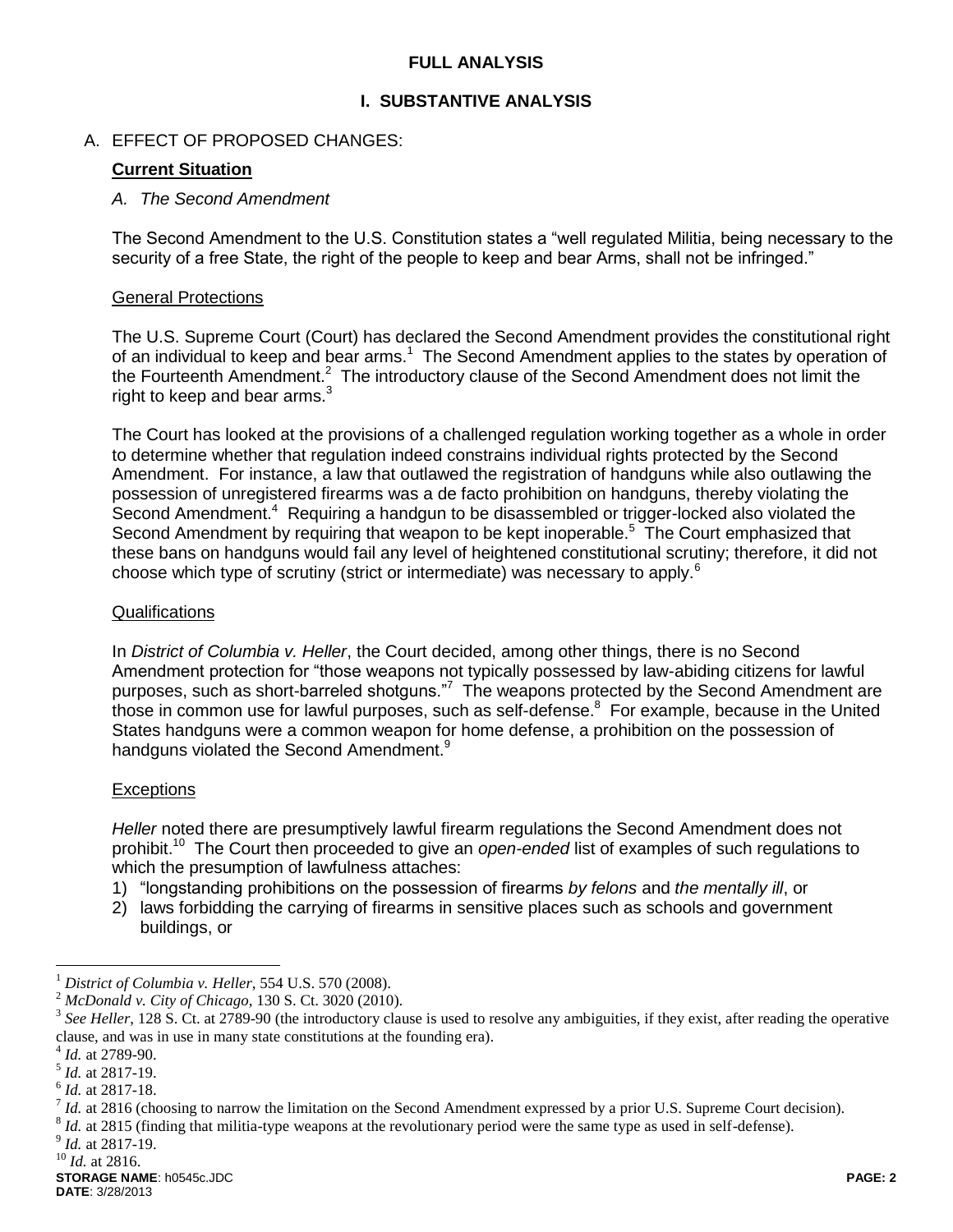# FULL ANALYSIS

## I. SUBSTANTIVE ANALYSIS

A. EFFECT OF PROPOSED CHANGES:

### Current Situation

*A. The Second Amendment*

The Second Amendment to the U.S. Constitution states a "well regulated Militia, being necessary to the security of a free State, the right of the people to keep and bear Arms, shall not be infringed."

General Protections

The U.S. Supreme Court (Court) has declared the Second Amendment provides the constitutional right of an individual to keep and bear arms.[1] The Second Amendment applies to the states by operation of the Fourteenth Amendment.[2] The introductory clause of the Second Amendment does not limit the right to keep and bear arms.[3]

The Court has looked at the provisions of a challenged regulation working together as a whole in order to determine whether that regulation indeed constrains individual rights protected by the Second Amendment. For instance, a law that outlawed the registration of handguns while also outlawing the possession of unregistered firearms was a de facto prohibition on handguns, thereby violating the Second Amendment.[4] Requiring a handgun to be disassembled or trigger-locked also violated the Second Amendment by requiring that weapon to be kept inoperable.[5] The Court emphasized that these bans on handguns would fail any level of heightened constitutional scrutiny; therefore, it did not choose which type of scrutiny (strict or intermediate) was necessary to apply.[6]

Qualifications

In *District of Columbia v. Heller*, the Court decided, among other things, there is no Second Amendment protection for "those weapons not typically possessed by law-abiding citizens for lawful purposes, such as short-barreled shotguns."[7] The weapons protected by the Second Amendment are those in common use for lawful purposes, such as self-defense.[8] For example, because in the United States handguns were a common weapon for home defense, a prohibition on the possession of handguns violated the Second Amendment.[9]

Exceptions

*Heller* noted there are presumptively lawful firearm regulations the Second Amendment does not prohibit.[10] The Court then proceeded to give an *open-ended* list of examples of such regulations to which the presumption of lawfulness attaches:

1) "longstanding prohibitions on the possession of firearms *by felons* and *the mentally ill*, or
2) laws forbidding the carrying of firearms in sensitive places such as schools and government buildings, or

---

[1] *District of Columbia v. Heller*, 554 U.S. 570 (2008).

[2] *McDonald v. City of Chicago*, 130 S. Ct. 3020 (2010).

[3] *See Heller*, 128 S. Ct. at 2789-90 (the introductory clause is used to resolve any ambiguities, if they exist, after reading the operative clause, and was in use in many state constitutions at the founding era).

[4] *Id.* at 2789-90.

[5] *Id.* at 2817-19.

[6] *Id.* at 2817-18.

[7] *Id.* at 2816 (choosing to narrow the limitation on the Second Amendment expressed by a prior U.S. Supreme Court decision).

[8] *Id.* at 2815 (finding that militia-type weapons at the revolutionary period were the same type as used in self-defense).

[9] *Id.* at 2817-19.

[10] *Id.* at 2816.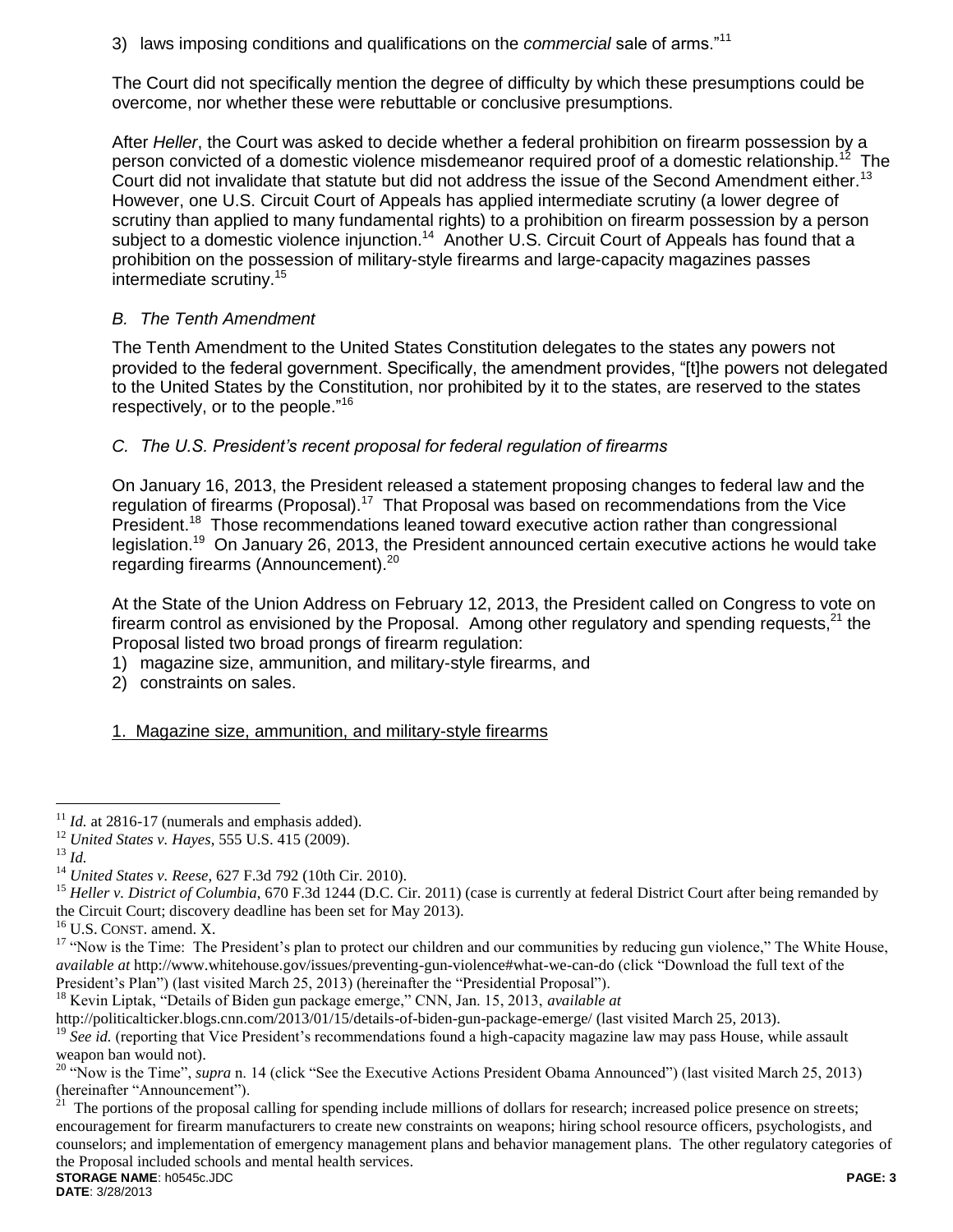3) laws imposing conditions and qualifications on the *commercial* sale of arms."[11]

The Court did not specifically mention the degree of difficulty by which these presumptions could be overcome, nor whether these were rebuttable or conclusive presumptions.

After *Heller*, the Court was asked to decide whether a federal prohibition on firearm possession by a person convicted of a domestic violence misdemeanor required proof of a domestic relationship.[12] The Court did not invalidate that statute but did not address the issue of the Second Amendment either.[13] However, one U.S. Circuit Court of Appeals has applied intermediate scrutiny (a lower degree of scrutiny than applied to many fundamental rights) to a prohibition on firearm possession by a person subject to a domestic violence injunction.[14] Another U.S. Circuit Court of Appeals has found that a prohibition on the possession of military-style firearms and large-capacity magazines passes intermediate scrutiny.[15]

### *B. The Tenth Amendment*

The Tenth Amendment to the United States Constitution delegates to the states any powers not provided to the federal government. Specifically, the amendment provides, "[t]he powers not delegated to the United States by the Constitution, nor prohibited by it to the states, are reserved to the states respectively, or to the people."[16]

### *C. The U.S. President's recent proposal for federal regulation of firearms*

On January 16, 2013, the President released a statement proposing changes to federal law and the regulation of firearms (Proposal).[17] That Proposal was based on recommendations from the Vice President.[18] Those recommendations leaned toward executive action rather than congressional legislation.[19] On January 26, 2013, the President announced certain executive actions he would take regarding firearms (Announcement).[20]

At the State of the Union Address on February 12, 2013, the President called on Congress to vote on firearm control as envisioned by the Proposal. Among other regulatory and spending requests,[21] the Proposal listed two broad prongs of firearm regulation:

1) magazine size, ammunition, and military-style firearms, and
2) constraints on sales.

<u>1. Magazine size, ammunition, and military-style firearms</u>

---

[11] *Id.* at 2816-17 (numerals and emphasis added).

[12] *United States v. Hayes*, 555 U.S. 415 (2009).

[13] *Id.*

[14] *United States v. Reese*, 627 F.3d 792 (10th Cir. 2010).

[15] *Heller v. District of Columbia*, 670 F.3d 1244 (D.C. Cir. 2011) (case is currently at federal District Court after being remanded by the Circuit Court; discovery deadline has been set for May 2013).

[16] U.S. CONST. amend. X.

[17] "Now is the Time: The President's plan to protect our children and our communities by reducing gun violence," The White House, *available at* http://www.whitehouse.gov/issues/preventing-gun-violence#what-we-can-do (click "Download the full text of the President's Plan") (last visited March 25, 2013) (hereinafter the "Presidential Proposal").

[18] Kevin Liptak, "Details of Biden gun package emerge," CNN, Jan. 15, 2013, *available at* http://politicalticker.blogs.cnn.com/2013/01/15/details-of-biden-gun-package-emerge/ (last visited March 25, 2013).

[19] *See id.* (reporting that Vice President's recommendations found a high-capacity magazine law may pass House, while assault weapon ban would not).

[20] "Now is the Time", *supra* n. 14 (click "See the Executive Actions President Obama Announced") (last visited March 25, 2013) (hereinafter "Announcement").

[21] The portions of the proposal calling for spending include millions of dollars for research; increased police presence on streets; encouragement for firearm manufacturers to create new constraints on weapons; hiring school resource officers, psychologists, and counselors; and implementation of emergency management plans and behavior management plans. The other regulatory categories of the Proposal included schools and mental health services.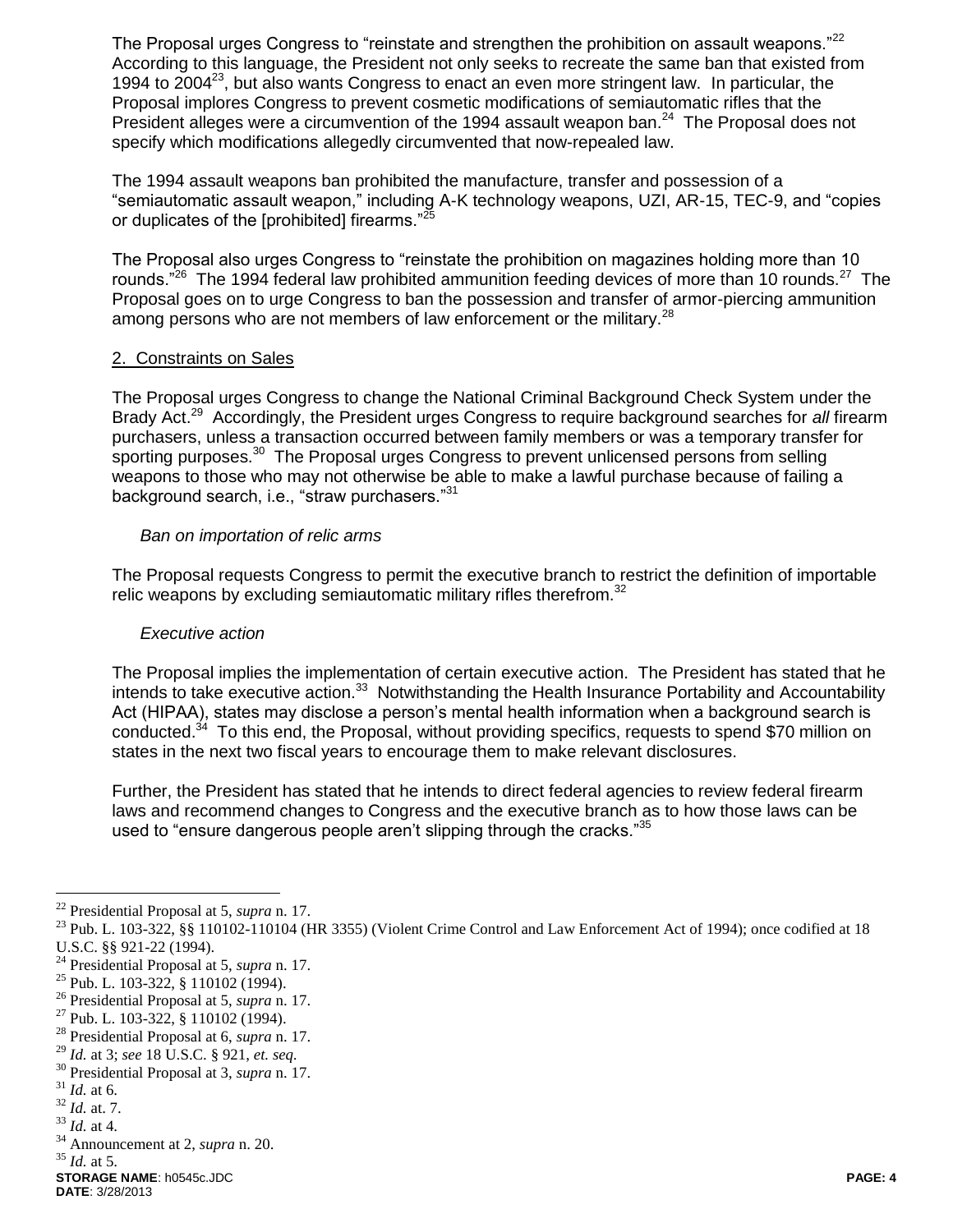The Proposal urges Congress to "reinstate and strengthen the prohibition on assault weapons."[22] According to this language, the President not only seeks to recreate the same ban that existed from 1994 to 2004[23], but also wants Congress to enact an even more stringent law. In particular, the Proposal implores Congress to prevent cosmetic modifications of semiautomatic rifles that the President alleges were a circumvention of the 1994 assault weapon ban.[24] The Proposal does not specify which modifications allegedly circumvented that now-repealed law.

The 1994 assault weapons ban prohibited the manufacture, transfer and possession of a "semiautomatic assault weapon," including A-K technology weapons, UZI, AR-15, TEC-9, and "copies or duplicates of the [prohibited] firearms."[25]

The Proposal also urges Congress to "reinstate the prohibition on magazines holding more than 10 rounds."[26] The 1994 federal law prohibited ammunition feeding devices of more than 10 rounds.[27] The Proposal goes on to urge Congress to ban the possession and transfer of armor-piercing ammunition among persons who are not members of law enforcement or the military.[28]

2. Constraints on Sales

The Proposal urges Congress to change the National Criminal Background Check System under the Brady Act.[29] Accordingly, the President urges Congress to require background searches for *all* firearm purchasers, unless a transaction occurred between family members or was a temporary transfer for sporting purposes.[30] The Proposal urges Congress to prevent unlicensed persons from selling weapons to those who may not otherwise be able to make a lawful purchase because of failing a background search, i.e., "straw purchasers."[31]

*Ban on importation of relic arms*

The Proposal requests Congress to permit the executive branch to restrict the definition of importable relic weapons by excluding semiautomatic military rifles therefrom.[32]

*Executive action*

The Proposal implies the implementation of certain executive action. The President has stated that he intends to take executive action.[33] Notwithstanding the Health Insurance Portability and Accountability Act (HIPAA), states may disclose a person's mental health information when a background search is conducted.[34] To this end, the Proposal, without providing specifics, requests to spend $70 million on states in the next two fiscal years to encourage them to make relevant disclosures.

Further, the President has stated that he intends to direct federal agencies to review federal firearm laws and recommend changes to Congress and the executive branch as to how those laws can be used to "ensure dangerous people aren't slipping through the cracks."[35]

---

[22] Presidential Proposal at 5, *supra* n. 17.
[23] Pub. L. 103-322, §§ 110102-110104 (HR 3355) (Violent Crime Control and Law Enforcement Act of 1994); once codified at 18 U.S.C. §§ 921-22 (1994).
[24] Presidential Proposal at 5, *supra* n. 17.
[25] Pub. L. 103-322, § 110102 (1994).
[26] Presidential Proposal at 5, *supra* n. 17.
[27] Pub. L. 103-322, § 110102 (1994).
[28] Presidential Proposal at 6, *supra* n. 17.
[29] *Id.* at 3; *see* 18 U.S.C. § 921, *et. seq.*
[30] Presidential Proposal at 3, *supra* n. 17.
[31] *Id.* at 6.
[32] *Id.* at. 7.
[33] *Id.* at 4.
[34] Announcement at 2, *supra* n. 20.
[35] *Id.* at 5.

**STORAGE NAME**: h0545c.JDC
**DATE**: 3/28/2013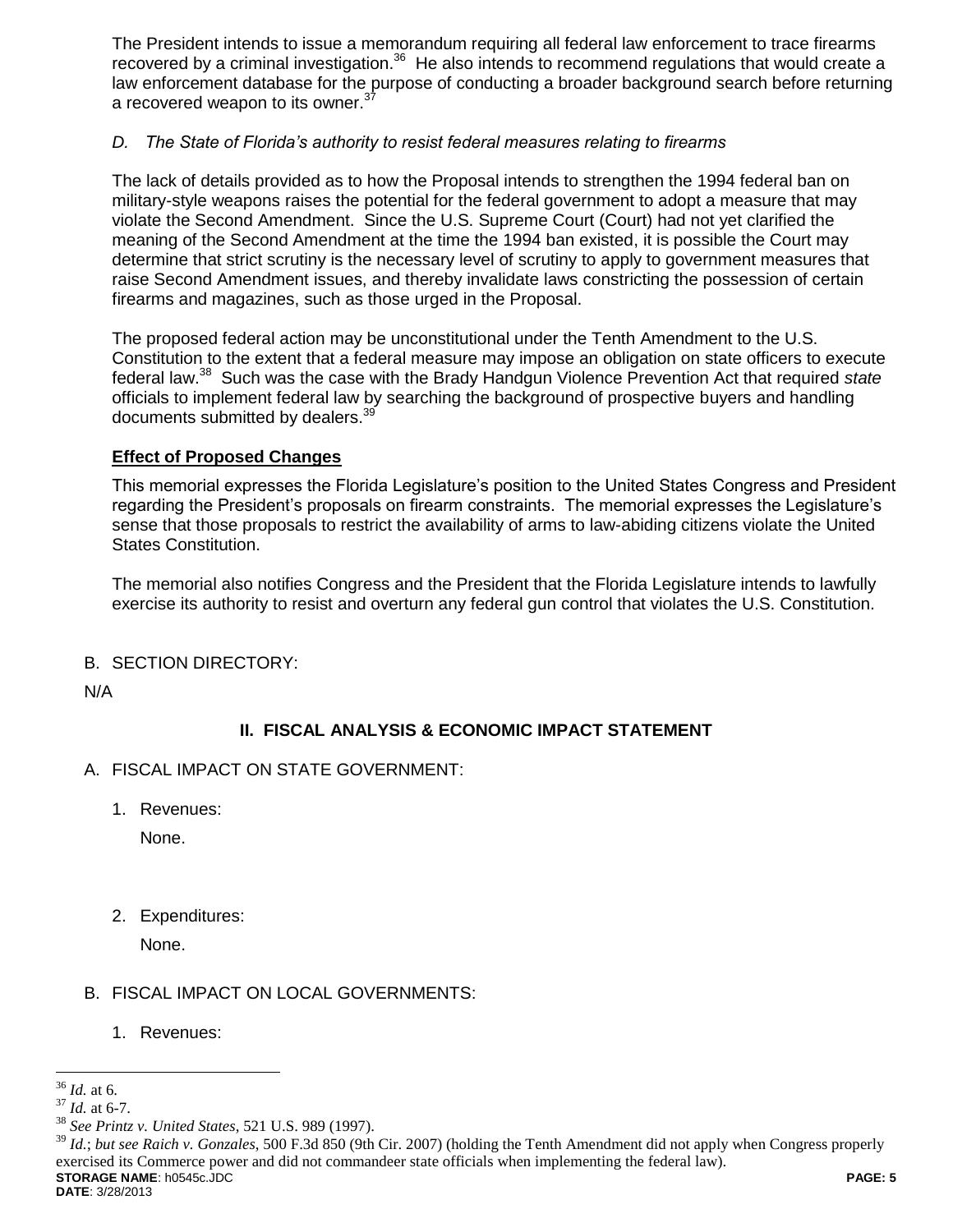The President intends to issue a memorandum requiring all federal law enforcement to trace firearms recovered by a criminal investigation.[36] He also intends to recommend regulations that would create a law enforcement database for the purpose of conducting a broader background search before returning a recovered weapon to its owner.[37]

*D. The State of Florida's authority to resist federal measures relating to firearms*

The lack of details provided as to how the Proposal intends to strengthen the 1994 federal ban on military-style weapons raises the potential for the federal government to adopt a measure that may violate the Second Amendment. Since the U.S. Supreme Court (Court) had not yet clarified the meaning of the Second Amendment at the time the 1994 ban existed, it is possible the Court may determine that strict scrutiny is the necessary level of scrutiny to apply to government measures that raise Second Amendment issues, and thereby invalidate laws constricting the possession of certain firearms and magazines, such as those urged in the Proposal.

The proposed federal action may be unconstitutional under the Tenth Amendment to the U.S. Constitution to the extent that a federal measure may impose an obligation on state officers to execute federal law.[38] Such was the case with the Brady Handgun Violence Prevention Act that required *state* officials to implement federal law by searching the background of prospective buyers and handling documents submitted by dealers.[39]

**Effect of Proposed Changes**

This memorial expresses the Florida Legislature's position to the United States Congress and President regarding the President's proposals on firearm constraints. The memorial expresses the Legislature's sense that those proposals to restrict the availability of arms to law-abiding citizens violate the United States Constitution.

The memorial also notifies Congress and the President that the Florida Legislature intends to lawfully exercise its authority to resist and overturn any federal gun control that violates the U.S. Constitution.

B. SECTION DIRECTORY:

N/A

## II. FISCAL ANALYSIS & ECONOMIC IMPACT STATEMENT

A. FISCAL IMPACT ON STATE GOVERNMENT:

1. Revenues:

   None.

2. Expenditures:

   None.

B. FISCAL IMPACT ON LOCAL GOVERNMENTS:

1. Revenues:

---

[36] *Id.* at 6.

[37] *Id.* at 6-7.

[38] *See Printz v. United States*, 521 U.S. 989 (1997).

[39] *Id.*; *but see Raich v. Gonzales*, 500 F.3d 850 (9th Cir. 2007) (holding the Tenth Amendment did not apply when Congress properly exercised its Commerce power and did not commandeer state officials when implementing the federal law).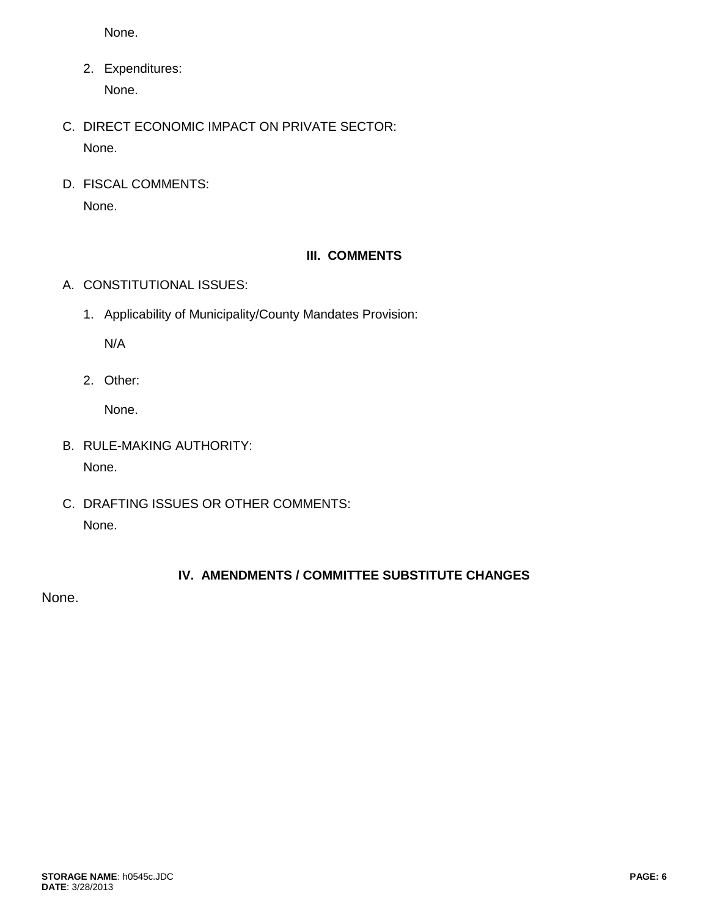None.

2. Expenditures:

   None.

C. DIRECT ECONOMIC IMPACT ON PRIVATE SECTOR:

   None.

D. FISCAL COMMENTS:

   None.

## III. COMMENTS

A. CONSTITUTIONAL ISSUES:

   1. Applicability of Municipality/County Mandates Provision:

      N/A

   2. Other:

      None.

B. RULE-MAKING AUTHORITY:

   None.

C. DRAFTING ISSUES OR OTHER COMMENTS:

   None.

## IV. AMENDMENTS / COMMITTEE SUBSTITUTE CHANGES

None.